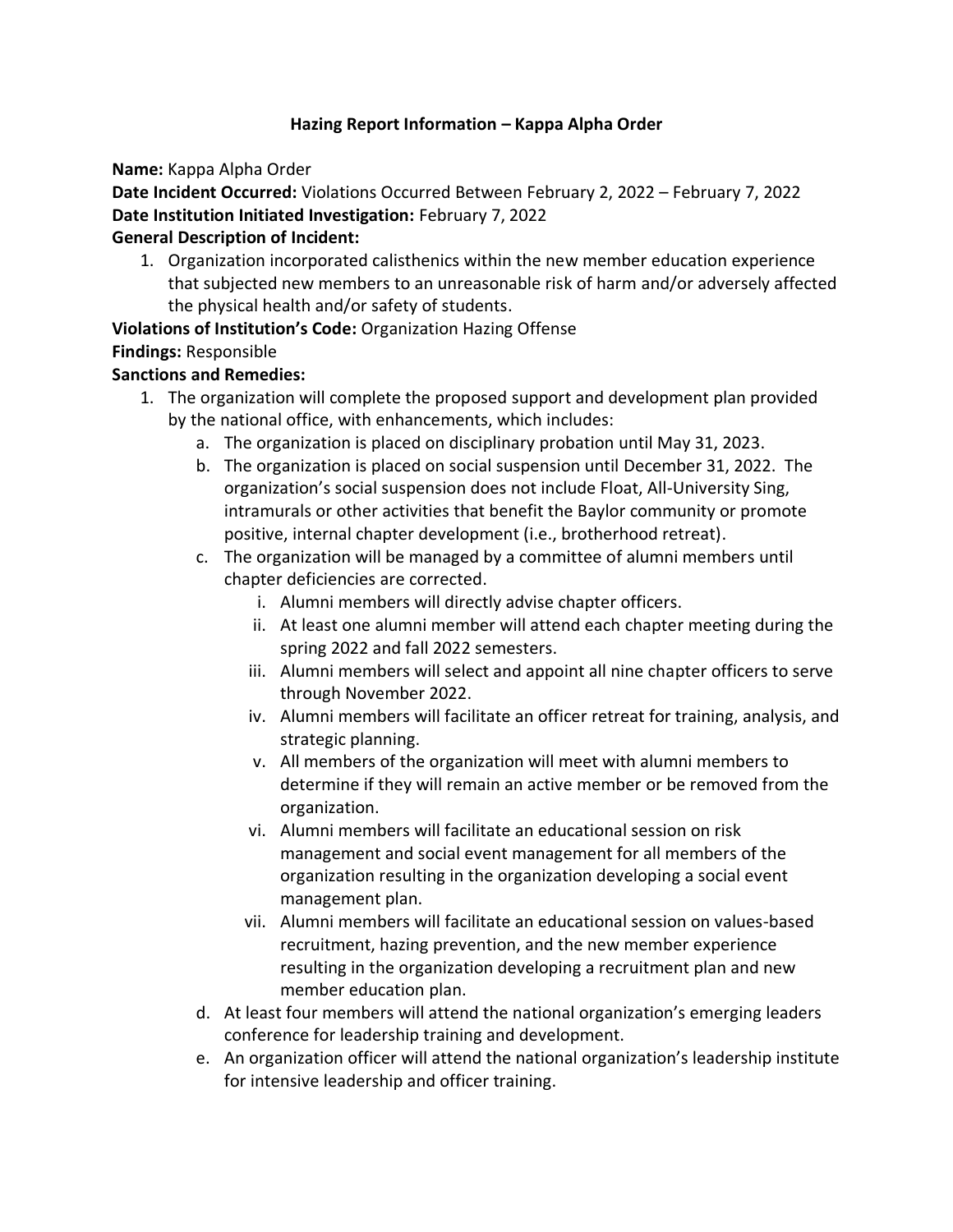# Hazing Report Information – Kappa Alpha Order

**Name:** Kappa Alpha Order

**Date Incident Occurred:** Violations Occurred Between February 2, 2022 – February 7, 2022

**Date Institution Initiated Investigation:** February 7, 2022

**General Description of Incident:**

1. Organization incorporated calisthenics within the new member education experience that subjected new members to an unreasonable risk of harm and/or adversely affected the physical health and/or safety of students.

**Violations of Institution's Code:** Organization Hazing Offense

**Findings:** Responsible

**Sanctions and Remedies:**

1. The organization will complete the proposed support and development plan provided by the national office, with enhancements, which includes:
   a. The organization is placed on disciplinary probation until May 31, 2023.
   b. The organization is placed on social suspension until December 31, 2022. The organization's social suspension does not include Float, All-University Sing, intramurals or other activities that benefit the Baylor community or promote positive, internal chapter development (i.e., brotherhood retreat).
   c. The organization will be managed by a committee of alumni members until chapter deficiencies are corrected.
      i. Alumni members will directly advise chapter officers.
      ii. At least one alumni member will attend each chapter meeting during the spring 2022 and fall 2022 semesters.
      iii. Alumni members will select and appoint all nine chapter officers to serve through November 2022.
      iv. Alumni members will facilitate an officer retreat for training, analysis, and strategic planning.
      v. All members of the organization will meet with alumni members to determine if they will remain an active member or be removed from the organization.
      vi. Alumni members will facilitate an educational session on risk management and social event management for all members of the organization resulting in the organization developing a social event management plan.
      vii. Alumni members will facilitate an educational session on values-based recruitment, hazing prevention, and the new member experience resulting in the organization developing a recruitment plan and new member education plan.
   d. At least four members will attend the national organization's emerging leaders conference for leadership training and development.
   e. An organization officer will attend the national organization's leadership institute for intensive leadership and officer training.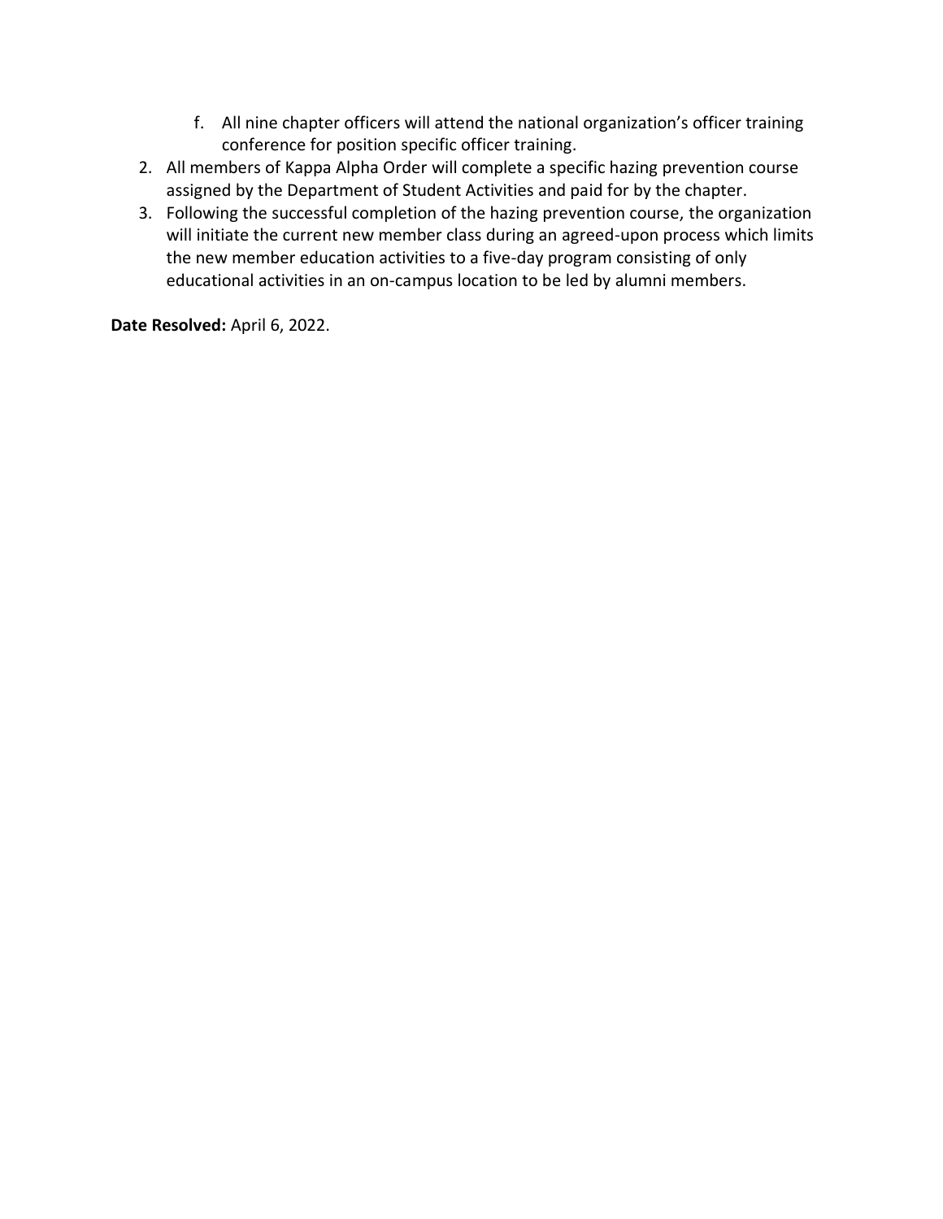f. All nine chapter officers will attend the national organization's officer training conference for position specific officer training.

2. All members of Kappa Alpha Order will complete a specific hazing prevention course assigned by the Department of Student Activities and paid for by the chapter.
3. Following the successful completion of the hazing prevention course, the organization will initiate the current new member class during an agreed-upon process which limits the new member education activities to a five-day program consisting of only educational activities in an on-campus location to be led by alumni members.

**Date Resolved:** April 6, 2022.